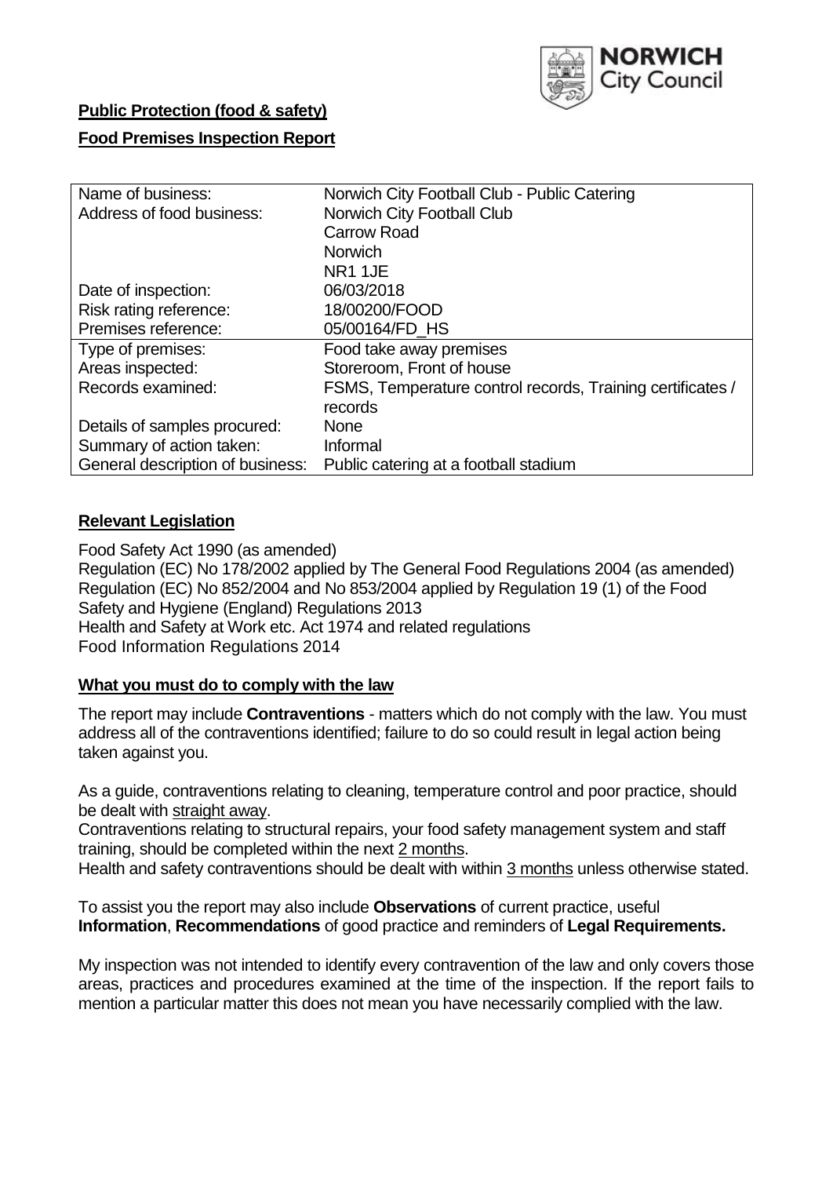**Public Protection (food & safety)**

**Food Premises Inspection Report**

| Name of business: | Norwich City Football Club - Public Catering |
|---|---|
| Address of food business: | Norwich City Football Club<br>Carrow Road<br>Norwich<br>NR1 1JE |
| Date of inspection: | 06/03/2018 |
| Risk rating reference: | 18/00200/FOOD |
| Premises reference: | 05/00164/FD_HS |
| Type of premises: | Food take away premises |
| Areas inspected: | Storeroom, Front of house |
| Records examined: | FSMS, Temperature control records, Training certificates / records |
| Details of samples procured: | None |
| Summary of action taken: | Informal |
| General description of business: | Public catering at a football stadium |

## **Relevant Legislation**

Food Safety Act 1990 (as amended)
Regulation (EC) No 178/2002 applied by The General Food Regulations 2004 (as amended)
Regulation (EC) No 852/2004 and No 853/2004 applied by Regulation 19 (1) of the Food Safety and Hygiene (England) Regulations 2013
Health and Safety at Work etc. Act 1974 and related regulations
Food Information Regulations 2014

## **What you must do to comply with the law**

The report may include **Contraventions** - matters which do not comply with the law. You must address all of the contraventions identified; failure to do so could result in legal action being taken against you.

As a guide, contraventions relating to cleaning, temperature control and poor practice, should be dealt with straight away.

Contraventions relating to structural repairs, your food safety management system and staff training, should be completed within the next 2 months.

Health and safety contraventions should be dealt with within 3 months unless otherwise stated.

To assist you the report may also include **Observations** of current practice, useful **Information**, **Recommendations** of good practice and reminders of **Legal Requirements.**

My inspection was not intended to identify every contravention of the law and only covers those areas, practices and procedures examined at the time of the inspection. If the report fails to mention a particular matter this does not mean you have necessarily complied with the law.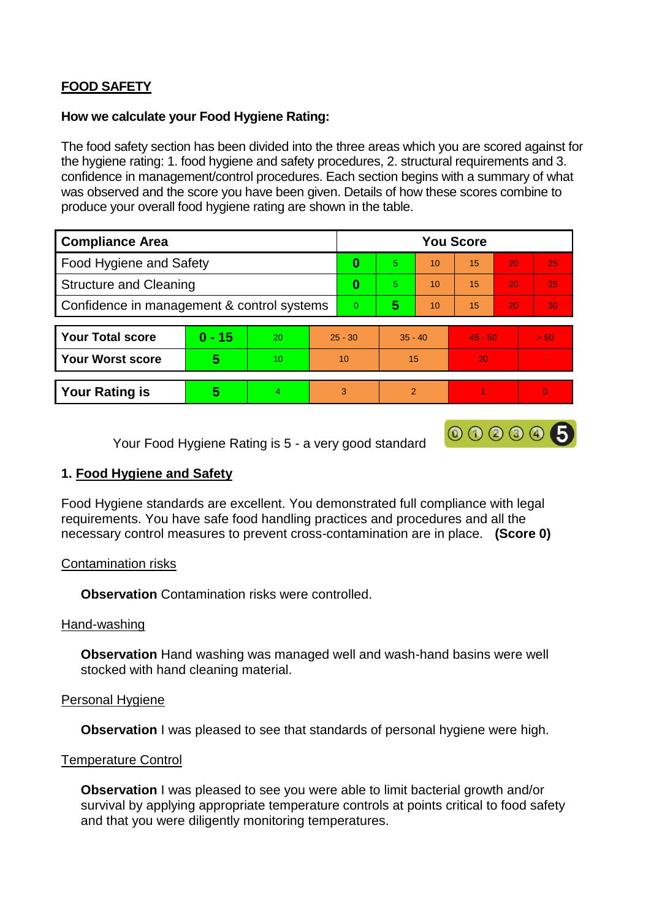## FOOD SAFETY

**How we calculate your Food Hygiene Rating:**

The food safety section has been divided into the three areas which you are scored against for the hygiene rating: 1. food hygiene and safety procedures, 2. structural requirements and 3. confidence in management/control procedures. Each section begins with a summary of what was observed and the score you have been given. Details of how these scores combine to produce your overall food hygiene rating are shown in the table.

| Compliance Area | You Score | | | | | |
|---|---|---|---|---|---|---|
| Food Hygiene and Safety | **0** | 5 | 10 | 15 | 20 | 25 |
| Structure and Cleaning | **0** | 5 | 10 | 15 | 20 | 25 |
| Confidence in management & control systems | 0 | **5** | 10 | 15 | 20 | 30 |

| | | | | | | |
|---|---|---|---|---|---|---|
| **Your Total score** | **0 - 15** | 20 | 25 - 30 | 35 - 40 | 45 - 50 | > 50 |
| **Your Worst score** | **5** | 10 | 10 | 15 | 20 | - |

| | | | | | | |
|---|---|---|---|---|---|---|
| **Your Rating is** | **5** | 4 | 3 | 2 | 1 | 0 |

Your Food Hygiene Rating is 5 - a very good standard

### 1. Food Hygiene and Safety

Food Hygiene standards are excellent. You demonstrated full compliance with legal requirements. You have safe food handling practices and procedures and all the necessary control measures to prevent cross-contamination are in place. **(Score 0)**

Contamination risks

**Observation** Contamination risks were controlled.

Hand-washing

**Observation** Hand washing was managed well and wash-hand basins were well stocked with hand cleaning material.

Personal Hygiene

**Observation** I was pleased to see that standards of personal hygiene were high.

Temperature Control

**Observation** I was pleased to see you were able to limit bacterial growth and/or survival by applying appropriate temperature controls at points critical to food safety and that you were diligently monitoring temperatures.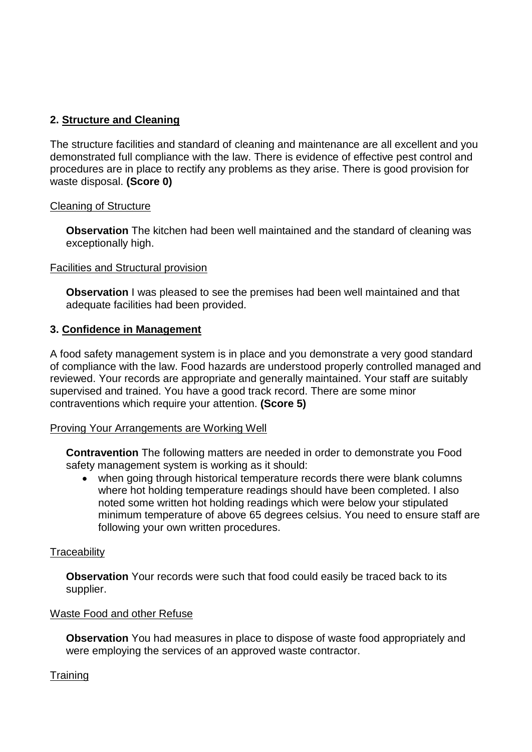## 2. Structure and Cleaning

The structure facilities and standard of cleaning and maintenance are all excellent and you demonstrated full compliance with the law. There is evidence of effective pest control and procedures are in place to rectify any problems as they arise. There is good provision for waste disposal. **(Score 0)**

Cleaning of Structure

**Observation** The kitchen had been well maintained and the standard of cleaning was exceptionally high.

Facilities and Structural provision

**Observation** I was pleased to see the premises had been well maintained and that adequate facilities had been provided.

## 3. Confidence in Management

A food safety management system is in place and you demonstrate a very good standard of compliance with the law. Food hazards are understood properly controlled managed and reviewed. Your records are appropriate and generally maintained. Your staff are suitably supervised and trained. You have a good track record. There are some minor contraventions which require your attention. **(Score 5)**

Proving Your Arrangements are Working Well

**Contravention** The following matters are needed in order to demonstrate you Food safety management system is working as it should:

- when going through historical temperature records there were blank columns where hot holding temperature readings should have been completed. I also noted some written hot holding readings which were below your stipulated minimum temperature of above 65 degrees celsius. You need to ensure staff are following your own written procedures.

Traceability

**Observation** Your records were such that food could easily be traced back to its supplier.

Waste Food and other Refuse

**Observation** You had measures in place to dispose of waste food appropriately and were employing the services of an approved waste contractor.

Training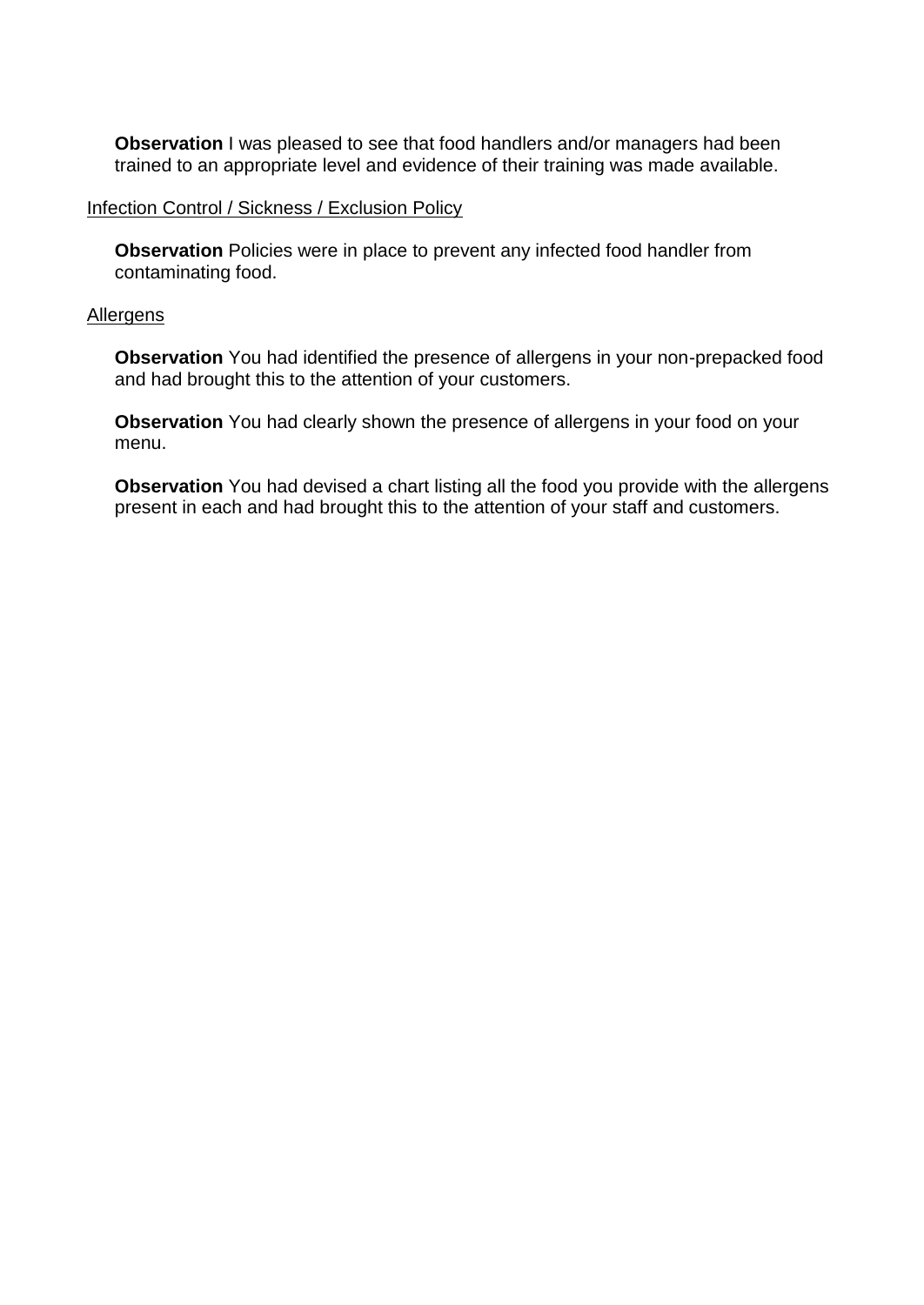**Observation** I was pleased to see that food handlers and/or managers had been trained to an appropriate level and evidence of their training was made available.

Infection Control / Sickness / Exclusion Policy

**Observation** Policies were in place to prevent any infected food handler from contaminating food.

Allergens

**Observation** You had identified the presence of allergens in your non-prepacked food and had brought this to the attention of your customers.

**Observation** You had clearly shown the presence of allergens in your food on your menu.

**Observation** You had devised a chart listing all the food you provide with the allergens present in each and had brought this to the attention of your staff and customers.